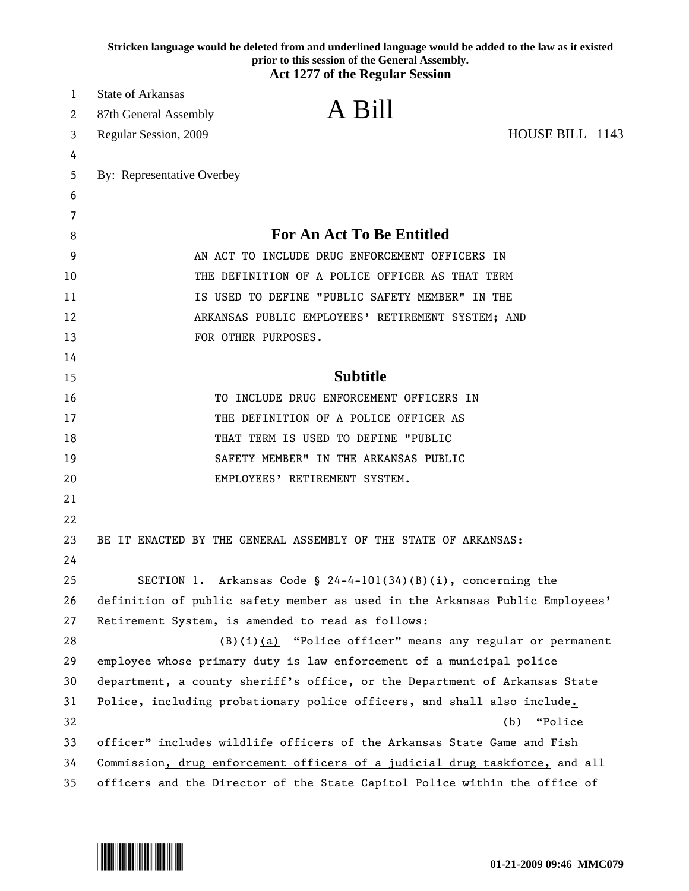**Stricken language would be deleted from and underlined language would be added to the law as it existed prior to this session of the General Assembly.**
**Act 1277 of the Regular Session**

State of Arkansas
87th General Assembly
Regular Session, 2009

# A Bill

HOUSE BILL 1143

By: Representative Overbey

## For An Act To Be Entitled

AN ACT TO INCLUDE DRUG ENFORCEMENT OFFICERS IN THE DEFINITION OF A POLICE OFFICER AS THAT TERM IS USED TO DEFINE "PUBLIC SAFETY MEMBER" IN THE ARKANSAS PUBLIC EMPLOYEES' RETIREMENT SYSTEM; AND FOR OTHER PURPOSES.

## Subtitle

TO INCLUDE DRUG ENFORCEMENT OFFICERS IN THE DEFINITION OF A POLICE OFFICER AS THAT TERM IS USED TO DEFINE "PUBLIC SAFETY MEMBER" IN THE ARKANSAS PUBLIC EMPLOYEES' RETIREMENT SYSTEM.

BE IT ENACTED BY THE GENERAL ASSEMBLY OF THE STATE OF ARKANSAS:

SECTION 1. Arkansas Code § 24-4-101(34)(B)(i), concerning the definition of public safety member as used in the Arkansas Public Employees' Retirement System, is amended to read as follows:

(B)(i)<u>(a)</u> "Police officer" means any regular or permanent employee whose primary duty is law enforcement of a municipal police department, a county sheriff's office, or the Department of Arkansas State Police, including probationary police officers~~, and shall also include~~<u>.</u>

<u>(b) "Police officer" includes</u> wildlife officers of the Arkansas State Game and Fish Commission<u>, drug enforcement officers of a judicial drug taskforce,</u> and all officers and the Director of the State Capitol Police within the office of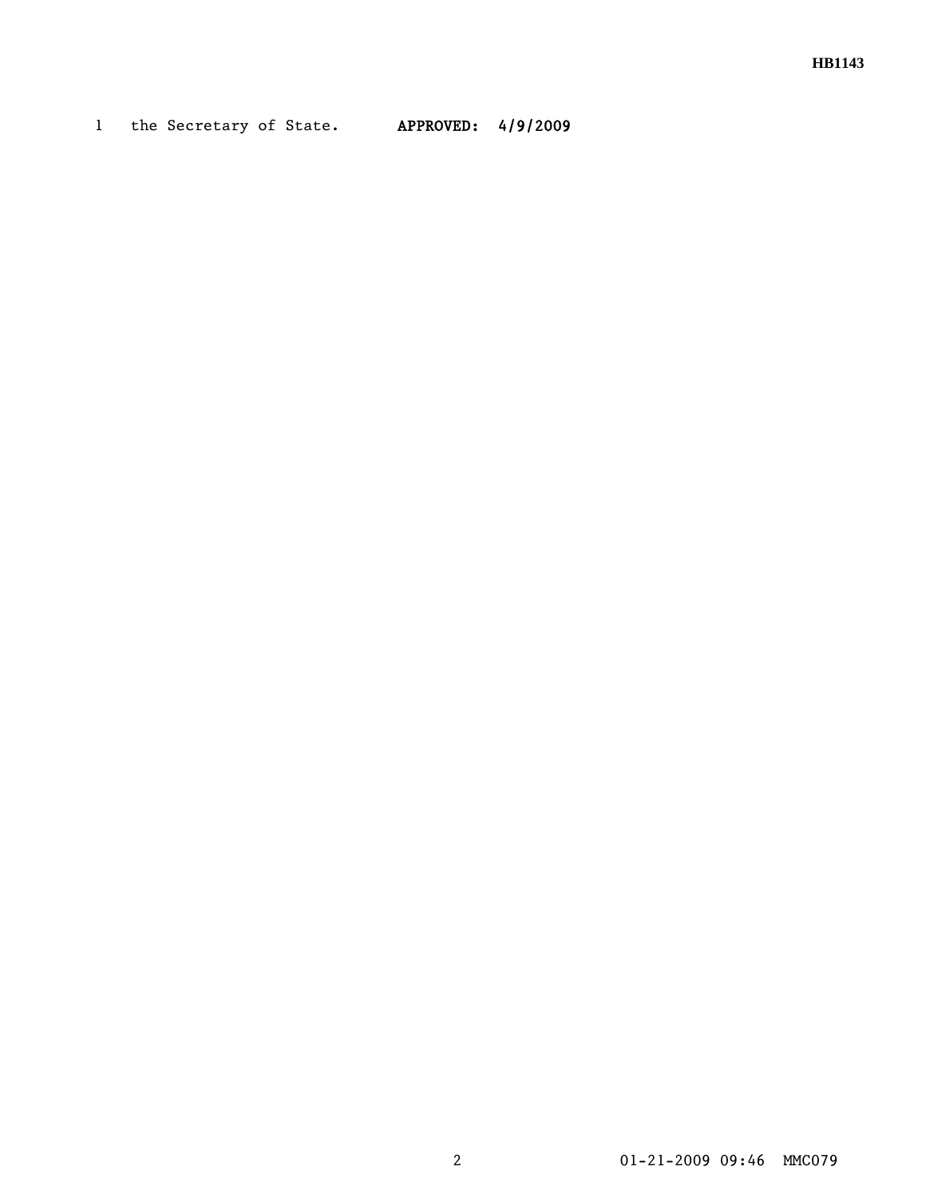1 the Secretary of State. **APPROVED: 4/9/2009**